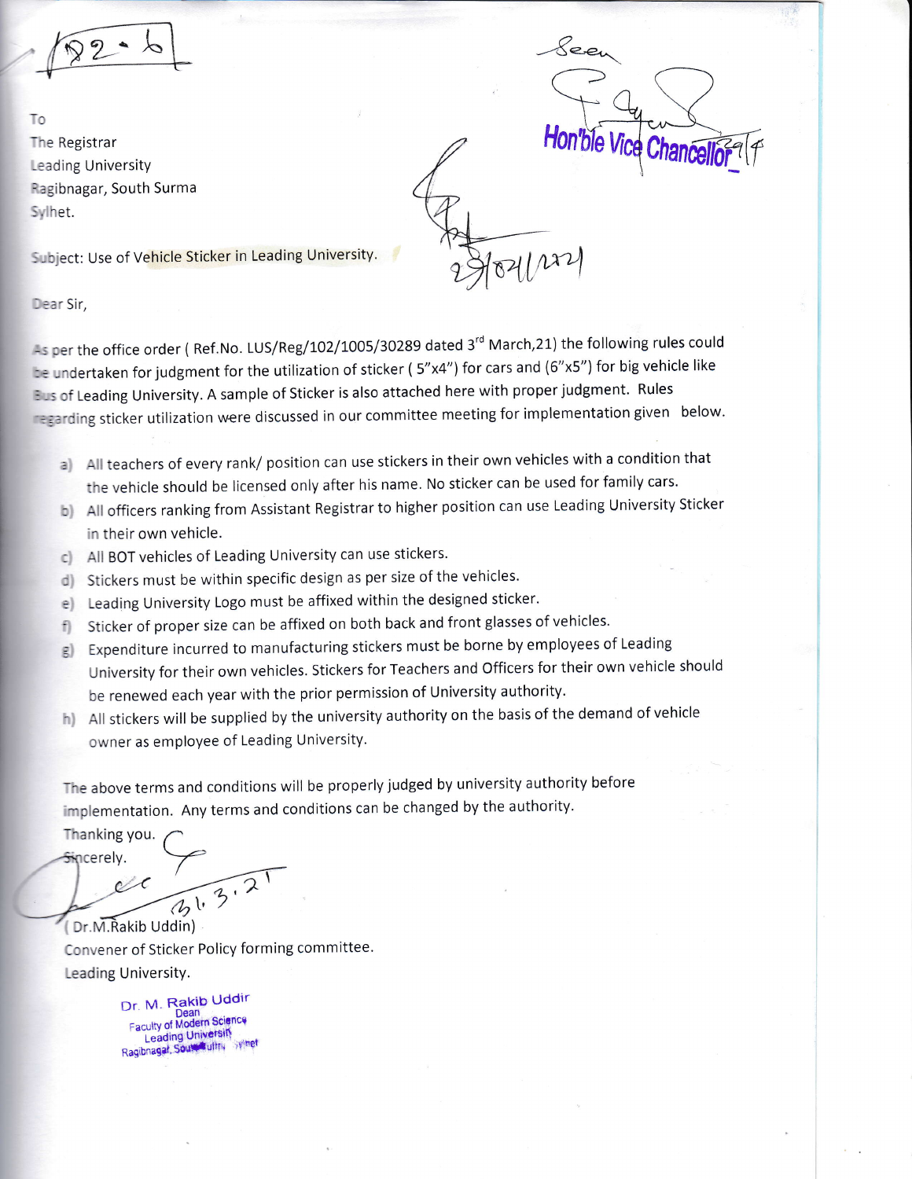192-6

To
The Registrar
Leading University
Ragibnagar, South Surma
Sylhet.

Seen
Hon'ble Vice Chancellor 29/4

29/04/2021

Subject: Use of Vehicle Sticker in Leading University.

Dear Sir,

As per the office order ( Ref.No. LUS/Reg/102/1005/30289 dated 3[rd] March,21) the following rules could be undertaken for judgment for the utilization of sticker ( 5"x4") for cars and (6"x5") for big vehicle like Bus of Leading University. A sample of Sticker is also attached here with proper judgment. Rules regarding sticker utilization were discussed in our committee meeting for implementation given below.

a) All teachers of every rank/ position can use stickers in their own vehicles with a condition that the vehicle should be licensed only after his name. No sticker can be used for family cars.
b) All officers ranking from Assistant Registrar to higher position can use Leading University Sticker in their own vehicle.
c) All BOT vehicles of Leading University can use stickers.
d) Stickers must be within specific design as per size of the vehicles.
e) Leading University Logo must be affixed within the designed sticker.
f) Sticker of proper size can be affixed on both back and front glasses of vehicles.
g) Expenditure incurred to manufacturing stickers must be borne by employees of Leading University for their own vehicles. Stickers for Teachers and Officers for their own vehicle should be renewed each year with the prior permission of University authority.
h) All stickers will be supplied by the university authority on the basis of the demand of vehicle owner as employee of Leading University.

The above terms and conditions will be properly judged by university authority before implementation. Any terms and conditions can be changed by the authority.

Thanking you.

Sincerely.

31.3.21

( Dr.M.Rakib Uddin)
Convener of Sticker Policy forming committee.
Leading University.

Dr. M. Rakib Uddin
Dean
Faculty of Modern Science
Leading University
Ragibnagar, South Surma, Sylhet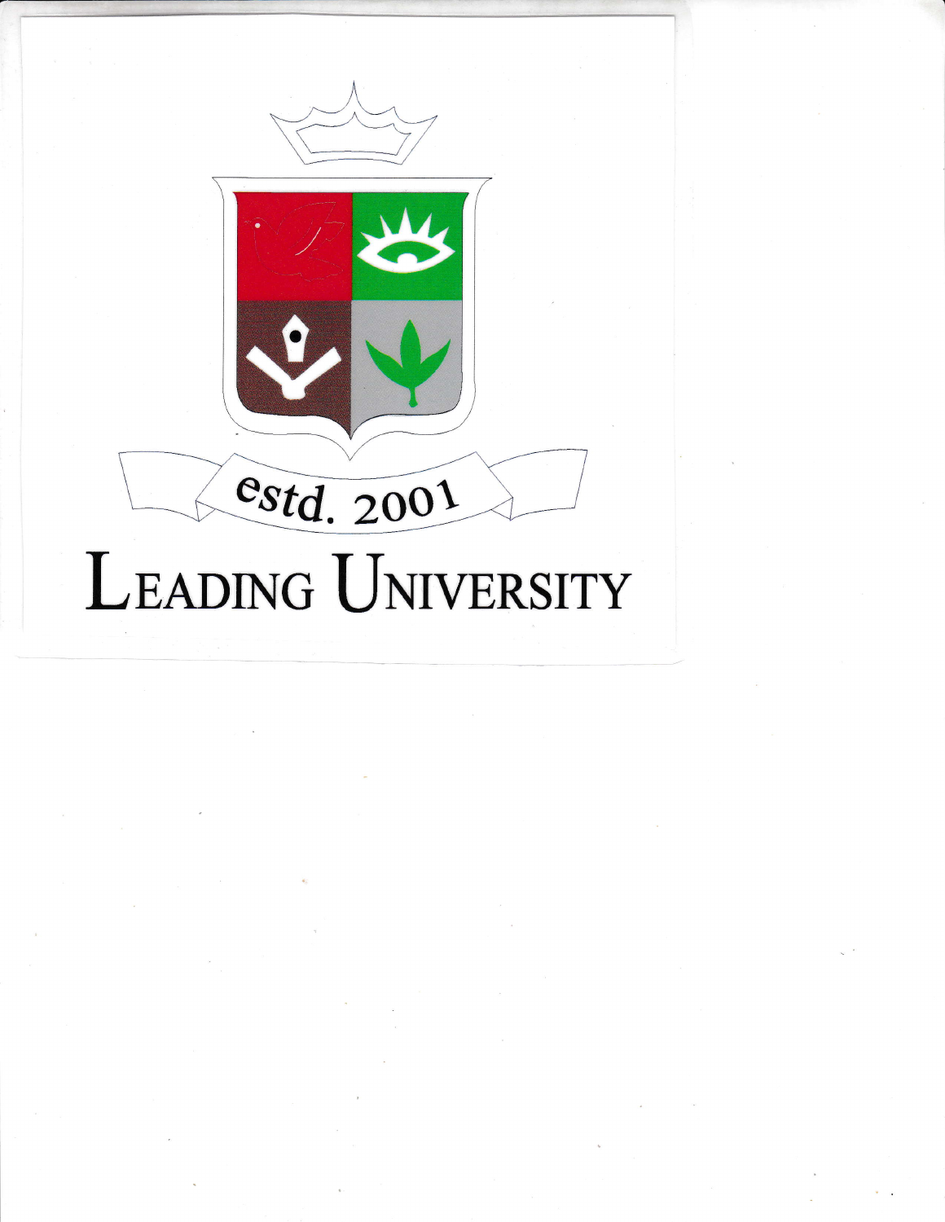estd. 2001

LEADING UNIVERSITY